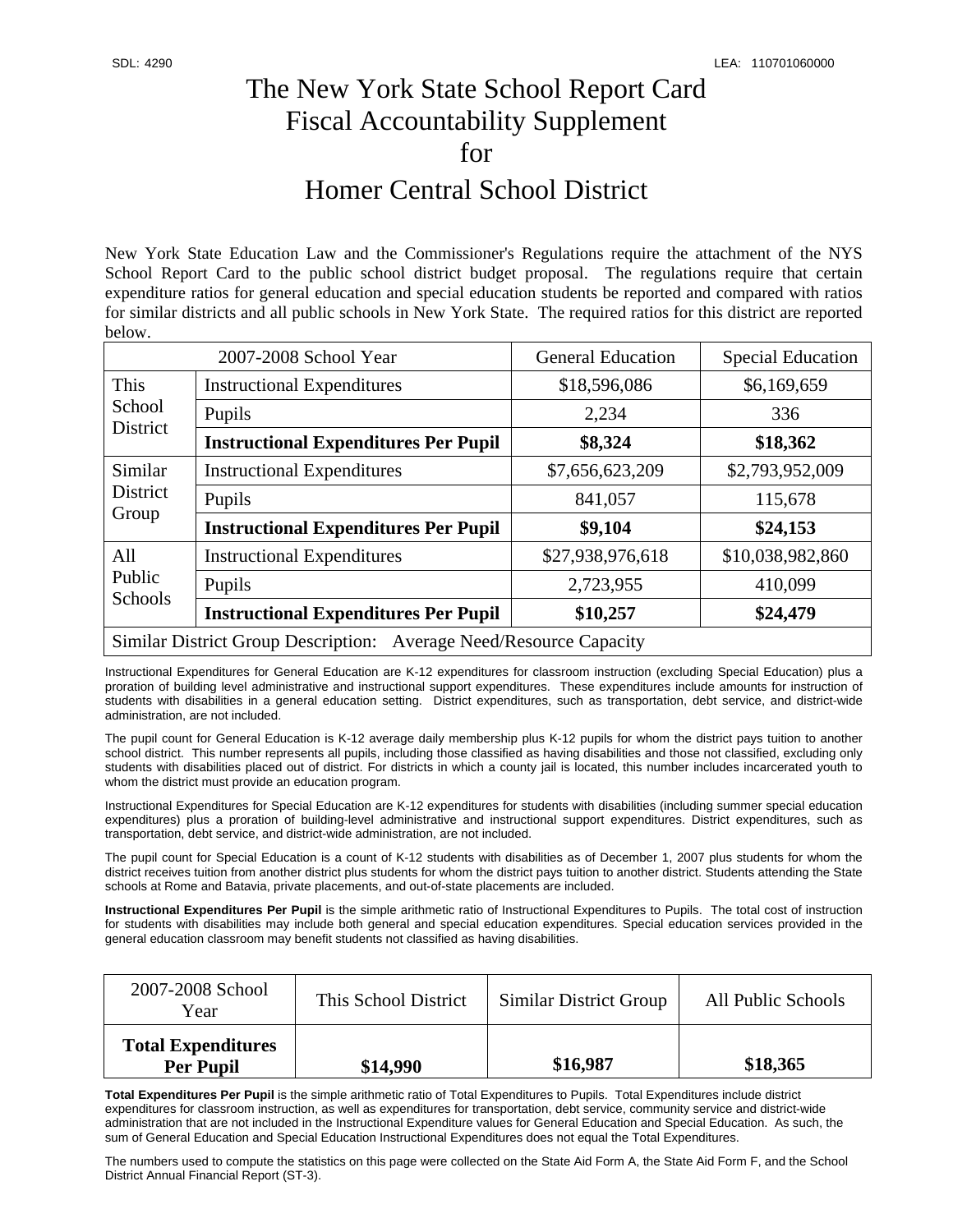SDL: 4290

LEA: 110701060000

# The New York State School Report Card Fiscal Accountability Supplement for Homer Central School District

New York State Education Law and the Commissioner's Regulations require the attachment of the NYS School Report Card to the public school district budget proposal. The regulations require that certain expenditure ratios for general education and special education students be reported and compared with ratios for similar districts and all public schools in New York State. The required ratios for this district are reported below.

| 2007-2008 School Year | | General Education | Special Education |
|---|---|---|---|
| This School District | Instructional Expenditures | $18,596,086 | $6,169,659 |
| | Pupils | 2,234 | 336 |
| | **Instructional Expenditures Per Pupil** | **$8,324** | **$18,362** |
| Similar District Group | Instructional Expenditures | $7,656,623,209 | $2,793,952,009 |
| | Pupils | 841,057 | 115,678 |
| | **Instructional Expenditures Per Pupil** | **$9,104** | **$24,153** |
| All Public Schools | Instructional Expenditures | $27,938,976,618 | $10,038,982,860 |
| | Pupils | 2,723,955 | 410,099 |
| | **Instructional Expenditures Per Pupil** | **$10,257** | **$24,479** |
| Similar District Group Description: Average Need/Resource Capacity | | | |

Instructional Expenditures for General Education are K-12 expenditures for classroom instruction (excluding Special Education) plus a proration of building level administrative and instructional support expenditures. These expenditures include amounts for instruction of students with disabilities in a general education setting. District expenditures, such as transportation, debt service, and district-wide administration, are not included.

The pupil count for General Education is K-12 average daily membership plus K-12 pupils for whom the district pays tuition to another school district. This number represents all pupils, including those classified as having disabilities and those not classified, excluding only students with disabilities placed out of district. For districts in which a county jail is located, this number includes incarcerated youth to whom the district must provide an education program.

Instructional Expenditures for Special Education are K-12 expenditures for students with disabilities (including summer special education expenditures) plus a proration of building-level administrative and instructional support expenditures. District expenditures, such as transportation, debt service, and district-wide administration, are not included.

The pupil count for Special Education is a count of K-12 students with disabilities as of December 1, 2007 plus students for whom the district receives tuition from another district plus students for whom the district pays tuition to another district. Students attending the State schools at Rome and Batavia, private placements, and out-of-state placements are included.

**Instructional Expenditures Per Pupil** is the simple arithmetic ratio of Instructional Expenditures to Pupils. The total cost of instruction for students with disabilities may include both general and special education expenditures. Special education services provided in the general education classroom may benefit students not classified as having disabilities.

| 2007-2008 School Year | This School District | Similar District Group | All Public Schools |
|---|---|---|---|
| **Total Expenditures Per Pupil** | **$14,990** | **$16,987** | **$18,365** |

**Total Expenditures Per Pupil** is the simple arithmetic ratio of Total Expenditures to Pupils. Total Expenditures include district expenditures for classroom instruction, as well as expenditures for transportation, debt service, community service and district-wide administration that are not included in the Instructional Expenditure values for General Education and Special Education. As such, the sum of General Education and Special Education Instructional Expenditures does not equal the Total Expenditures.

The numbers used to compute the statistics on this page were collected on the State Aid Form A, the State Aid Form F, and the School District Annual Financial Report (ST-3).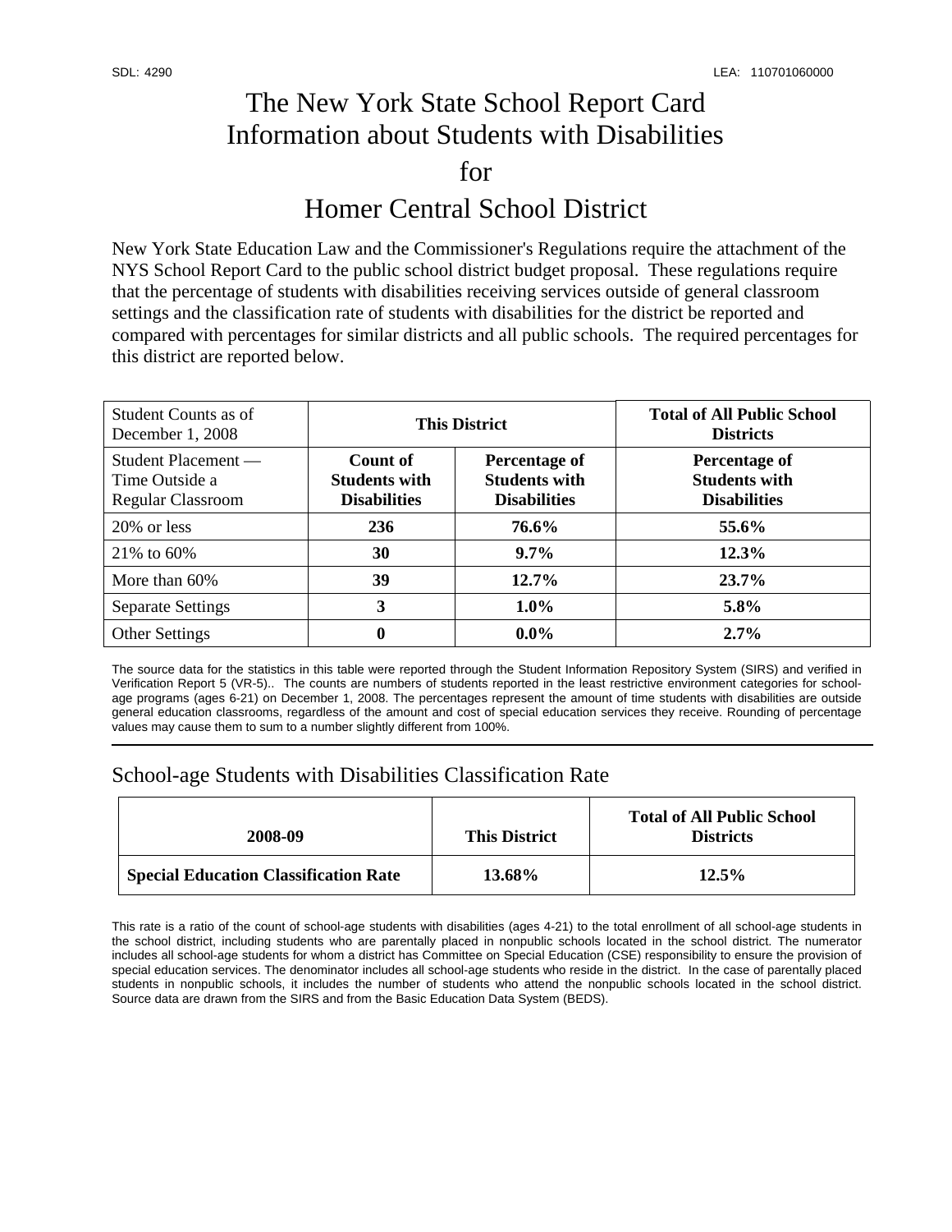SDL: 4290 LEA: 110701060000

# The New York State School Report Card Information about Students with Disabilities for Homer Central School District

New York State Education Law and the Commissioner's Regulations require the attachment of the NYS School Report Card to the public school district budget proposal. These regulations require that the percentage of students with disabilities receiving services outside of general classroom settings and the classification rate of students with disabilities for the district be reported and compared with percentages for similar districts and all public schools. The required percentages for this district are reported below.

| Student Counts as of December 1, 2008 | **This District** | | **Total of All Public School Districts** |
|---|---|---|---|
| Student Placement — Time Outside a Regular Classroom | **Count of Students with Disabilities** | **Percentage of Students with Disabilities** | **Percentage of Students with Disabilities** |
| 20% or less | **236** | **76.6%** | **55.6%** |
| 21% to 60% | **30** | **9.7%** | **12.3%** |
| More than 60% | **39** | **12.7%** | **23.7%** |
| Separate Settings | **3** | **1.0%** | **5.8%** |
| Other Settings | **0** | **0.0%** | **2.7%** |

The source data for the statistics in this table were reported through the Student Information Repository System (SIRS) and verified in Verification Report 5 (VR-5).. The counts are numbers of students reported in the least restrictive environment categories for school-age programs (ages 6-21) on December 1, 2008. The percentages represent the amount of time students with disabilities are outside general education classrooms, regardless of the amount and cost of special education services they receive. Rounding of percentage values may cause them to sum to a number slightly different from 100%.

---

## School-age Students with Disabilities Classification Rate

| **2008-09** | **This District** | **Total of All Public School Districts** |
|---|---|---|
| **Special Education Classification Rate** | **13.68%** | **12.5%** |

This rate is a ratio of the count of school-age students with disabilities (ages 4-21) to the total enrollment of all school-age students in the school district, including students who are parentally placed in nonpublic schools located in the school district. The numerator includes all school-age students for whom a district has Committee on Special Education (CSE) responsibility to ensure the provision of special education services. The denominator includes all school-age students who reside in the district. In the case of parentally placed students in nonpublic schools, it includes the number of students who attend the nonpublic schools located in the school district. Source data are drawn from the SIRS and from the Basic Education Data System (BEDS).